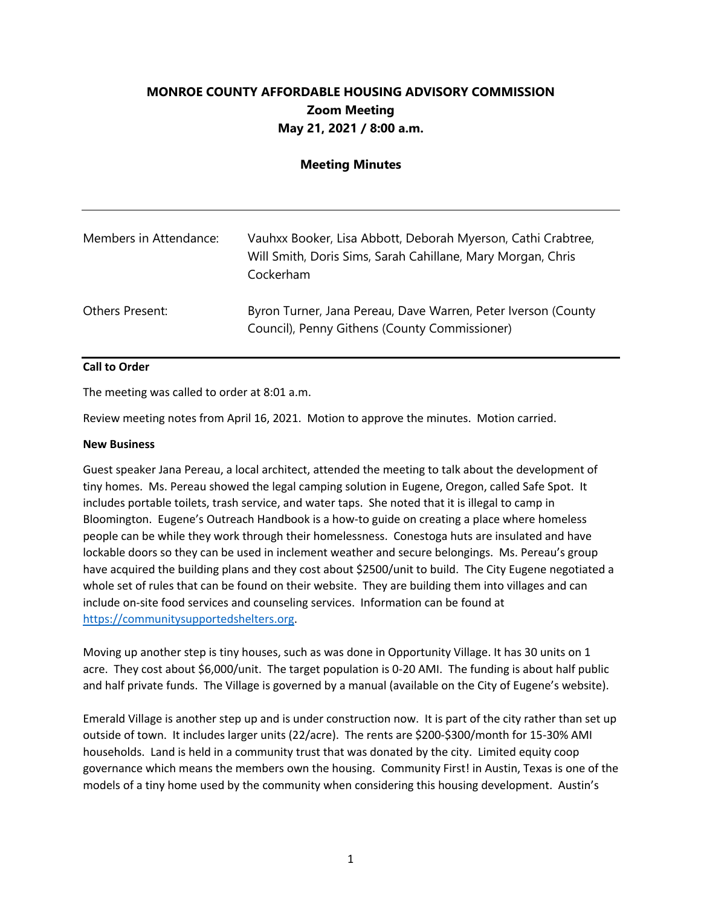# MONROE COUNTY AFFORDABLE HOUSING ADVISORY COMMISSION

**Zoom Meeting**

**May 21, 2021 / 8:00 a.m.**

## Meeting Minutes

---

| | |
|---|---|
| Members in Attendance: | Vauhxx Booker, Lisa Abbott, Deborah Myerson, Cathi Crabtree, Will Smith, Doris Sims, Sarah Cahillane, Mary Morgan, Chris Cockerham |
| Others Present: | Byron Turner, Jana Pereau, Dave Warren, Peter Iverson (County Council), Penny Githens (County Commissioner) |

---

**Call to Order**

The meeting was called to order at 8:01 a.m.

Review meeting notes from April 16, 2021. Motion to approve the minutes. Motion carried.

**New Business**

Guest speaker Jana Pereau, a local architect, attended the meeting to talk about the development of tiny homes. Ms. Pereau showed the legal camping solution in Eugene, Oregon, called Safe Spot. It includes portable toilets, trash service, and water taps. She noted that it is illegal to camp in Bloomington. Eugene's Outreach Handbook is a how-to guide on creating a place where homeless people can be while they work through their homelessness. Conestoga huts are insulated and have lockable doors so they can be used in inclement weather and secure belongings. Ms. Pereau's group have acquired the building plans and they cost about $2500/unit to build. The City Eugene negotiated a whole set of rules that can be found on their website. They are building them into villages and can include on-site food services and counseling services. Information can be found at [https://communitysupportedshelters.org](https://communitysupportedshelters.org).

Moving up another step is tiny houses, such as was done in Opportunity Village. It has 30 units on 1 acre. They cost about $6,000/unit. The target population is 0-20 AMI. The funding is about half public and half private funds. The Village is governed by a manual (available on the City of Eugene's website).

Emerald Village is another step up and is under construction now. It is part of the city rather than set up outside of town. It includes larger units (22/acre). The rents are $200-$300/month for 15-30% AMI households. Land is held in a community trust that was donated by the city. Limited equity coop governance which means the members own the housing. Community First! in Austin, Texas is one of the models of a tiny home used by the community when considering this housing development. Austin's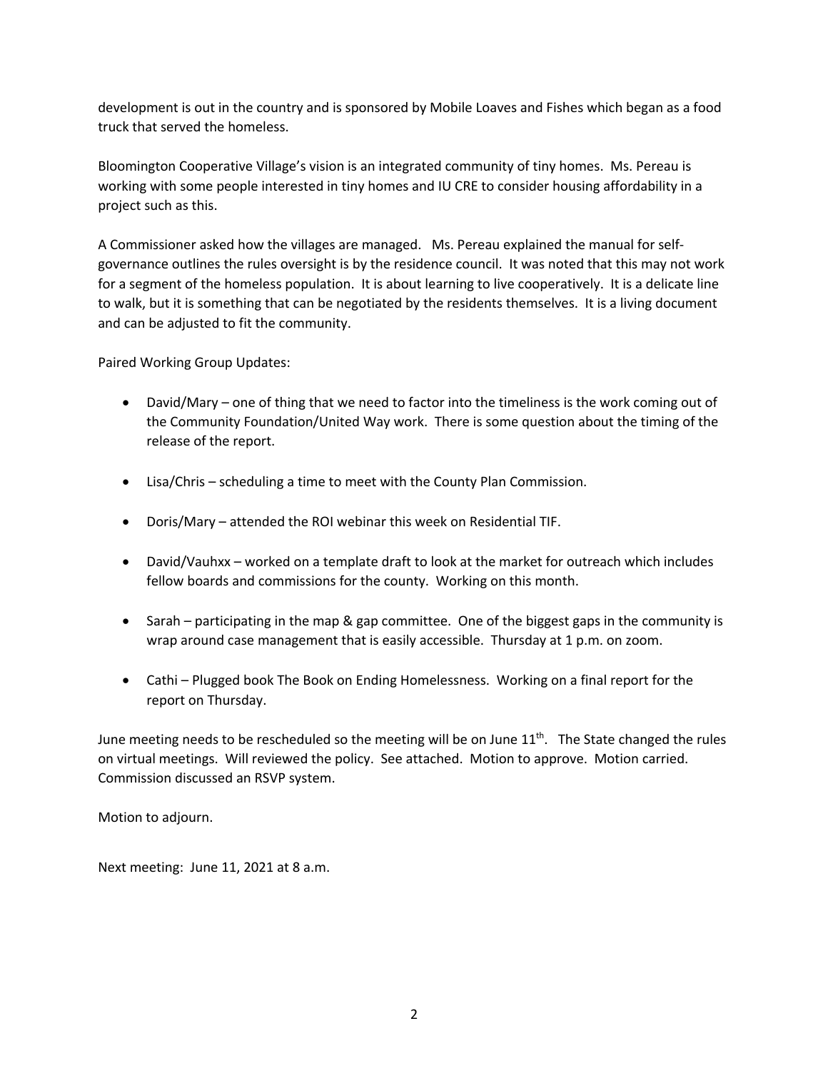development is out in the country and is sponsored by Mobile Loaves and Fishes which began as a food truck that served the homeless.

Bloomington Cooperative Village's vision is an integrated community of tiny homes. Ms. Pereau is working with some people interested in tiny homes and IU CRE to consider housing affordability in a project such as this.

A Commissioner asked how the villages are managed. Ms. Pereau explained the manual for self-governance outlines the rules oversight is by the residence council. It was noted that this may not work for a segment of the homeless population. It is about learning to live cooperatively. It is a delicate line to walk, but it is something that can be negotiated by the residents themselves. It is a living document and can be adjusted to fit the community.

Paired Working Group Updates:

- David/Mary – one of thing that we need to factor into the timeliness is the work coming out of the Community Foundation/United Way work. There is some question about the timing of the release of the report.

- Lisa/Chris – scheduling a time to meet with the County Plan Commission.

- Doris/Mary – attended the ROI webinar this week on Residential TIF.

- David/Vauhxx – worked on a template draft to look at the market for outreach which includes fellow boards and commissions for the county. Working on this month.

- Sarah – participating in the map & gap committee. One of the biggest gaps in the community is wrap around case management that is easily accessible. Thursday at 1 p.m. on zoom.

- Cathi – Plugged book The Book on Ending Homelessness. Working on a final report for the report on Thursday.

June meeting needs to be rescheduled so the meeting will be on June 11th. The State changed the rules on virtual meetings. Will reviewed the policy. See attached. Motion to approve. Motion carried. Commission discussed an RSVP system.

Motion to adjourn.

Next meeting: June 11, 2021 at 8 a.m.